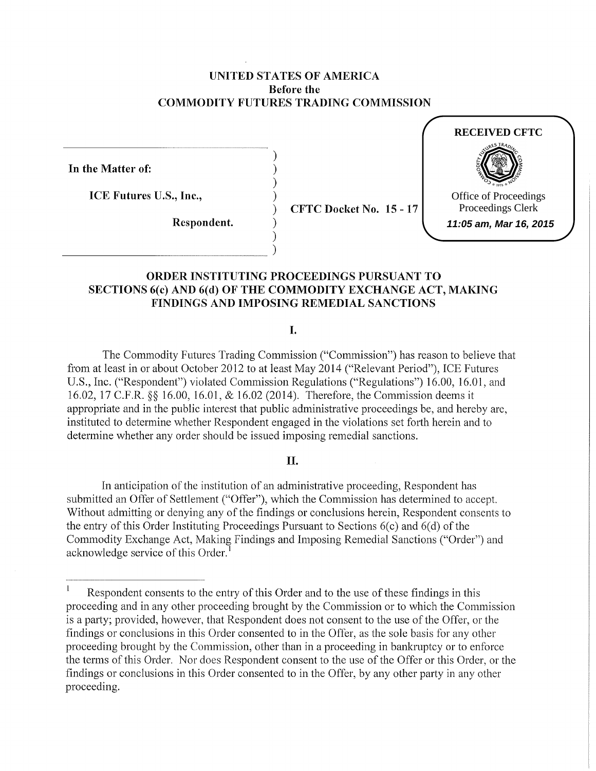**UNITED STATES OF AMERICA**
**Before the**
**COMMODITY FUTURES TRADING COMMISSION**

**RECEIVED CFTC**
Office of Proceedings
Proceedings Clerk
*11:05 am, Mar 16, 2015*

**In the Matter of:**

**ICE Futures U.S., Inc.,**

**Respondent.**

**CFTC Docket No. 15 - 17**

## ORDER INSTITUTING PROCEEDINGS PURSUANT TO SECTIONS 6(c) AND 6(d) OF THE COMMODITY EXCHANGE ACT, MAKING FINDINGS AND IMPOSING REMEDIAL SANCTIONS

### I.

The Commodity Futures Trading Commission ("Commission") has reason to believe that from at least in or about October 2012 to at least May 2014 ("Relevant Period"), ICE Futures U.S., Inc. ("Respondent") violated Commission Regulations ("Regulations") 16.00, 16.01, and 16.02, 17 C.F.R. §§ 16.00, 16.01, & 16.02 (2014). Therefore, the Commission deems it appropriate and in the public interest that public administrative proceedings be, and hereby are, instituted to determine whether Respondent engaged in the violations set forth herein and to determine whether any order should be issued imposing remedial sanctions.

### II.

In anticipation of the institution of an administrative proceeding, Respondent has submitted an Offer of Settlement ("Offer"), which the Commission has determined to accept. Without admitting or denying any of the findings or conclusions herein, Respondent consents to the entry of this Order Instituting Proceedings Pursuant to Sections 6(c) and 6(d) of the Commodity Exchange Act, Making Findings and Imposing Remedial Sanctions ("Order") and acknowledge service of this Order.[1]

---

[1] Respondent consents to the entry of this Order and to the use of these findings in this proceeding and in any other proceeding brought by the Commission or to which the Commission is a party; provided, however, that Respondent does not consent to the use of the Offer, or the findings or conclusions in this Order consented to in the Offer, as the sole basis for any other proceeding brought by the Commission, other than in a proceeding in bankruptcy or to enforce the terms of this Order. Nor does Respondent consent to the use of the Offer or this Order, or the findings or conclusions in this Order consented to in the Offer, by any other party in any other proceeding.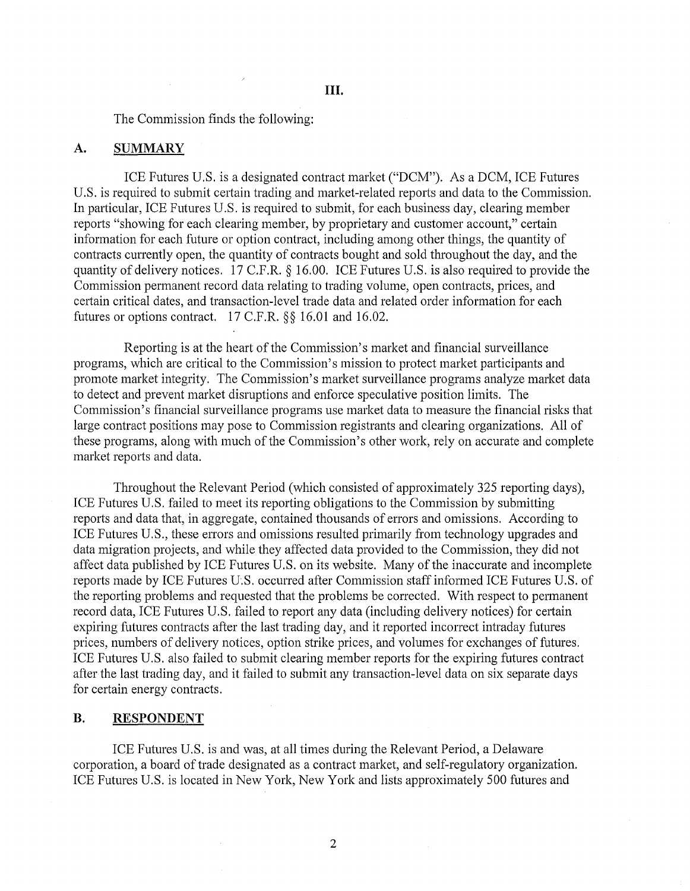## III.

The Commission finds the following:

### A. SUMMARY

ICE Futures U.S. is a designated contract market ("DCM"). As a DCM, ICE Futures U.S. is required to submit certain trading and market-related reports and data to the Commission. In particular, ICE Futures U.S. is required to submit, for each business day, clearing member reports "showing for each clearing member, by proprietary and customer account," certain information for each future or option contract, including among other things, the quantity of contracts currently open, the quantity of contracts bought and sold throughout the day, and the quantity of delivery notices. 17 C.F.R. § 16.00. ICE Futures U.S. is also required to provide the Commission permanent record data relating to trading volume, open contracts, prices, and certain critical dates, and transaction-level trade data and related order information for each futures or options contract. 17 C.F.R. §§ 16.01 and 16.02.

Reporting is at the heart of the Commission's market and financial surveillance programs, which are critical to the Commission's mission to protect market participants and promote market integrity. The Commission's market surveillance programs analyze market data to detect and prevent market disruptions and enforce speculative position limits. The Commission's financial surveillance programs use market data to measure the financial risks that large contract positions may pose to Commission registrants and clearing organizations. All of these programs, along with much of the Commission's other work, rely on accurate and complete market reports and data.

Throughout the Relevant Period (which consisted of approximately 325 reporting days), ICE Futures U.S. failed to meet its reporting obligations to the Commission by submitting reports and data that, in aggregate, contained thousands of errors and omissions. According to ICE Futures U.S., these errors and omissions resulted primarily from technology upgrades and data migration projects, and while they affected data provided to the Commission, they did not affect data published by ICE Futures U.S. on its website. Many of the inaccurate and incomplete reports made by ICE Futures U.S. occurred after Commission staff informed ICE Futures U.S. of the reporting problems and requested that the problems be corrected. With respect to permanent record data, ICE Futures U.S. failed to report any data (including delivery notices) for certain expiring futures contracts after the last trading day, and it reported incorrect intraday futures prices, numbers of delivery notices, option strike prices, and volumes for exchanges of futures. ICE Futures U.S. also failed to submit clearing member reports for the expiring futures contract after the last trading day, and it failed to submit any transaction-level data on six separate days for certain energy contracts.

### B. RESPONDENT

ICE Futures U.S. is and was, at all times during the Relevant Period, a Delaware corporation, a board of trade designated as a contract market, and self-regulatory organization. ICE Futures U.S. is located in New York, New York and lists approximately 500 futures and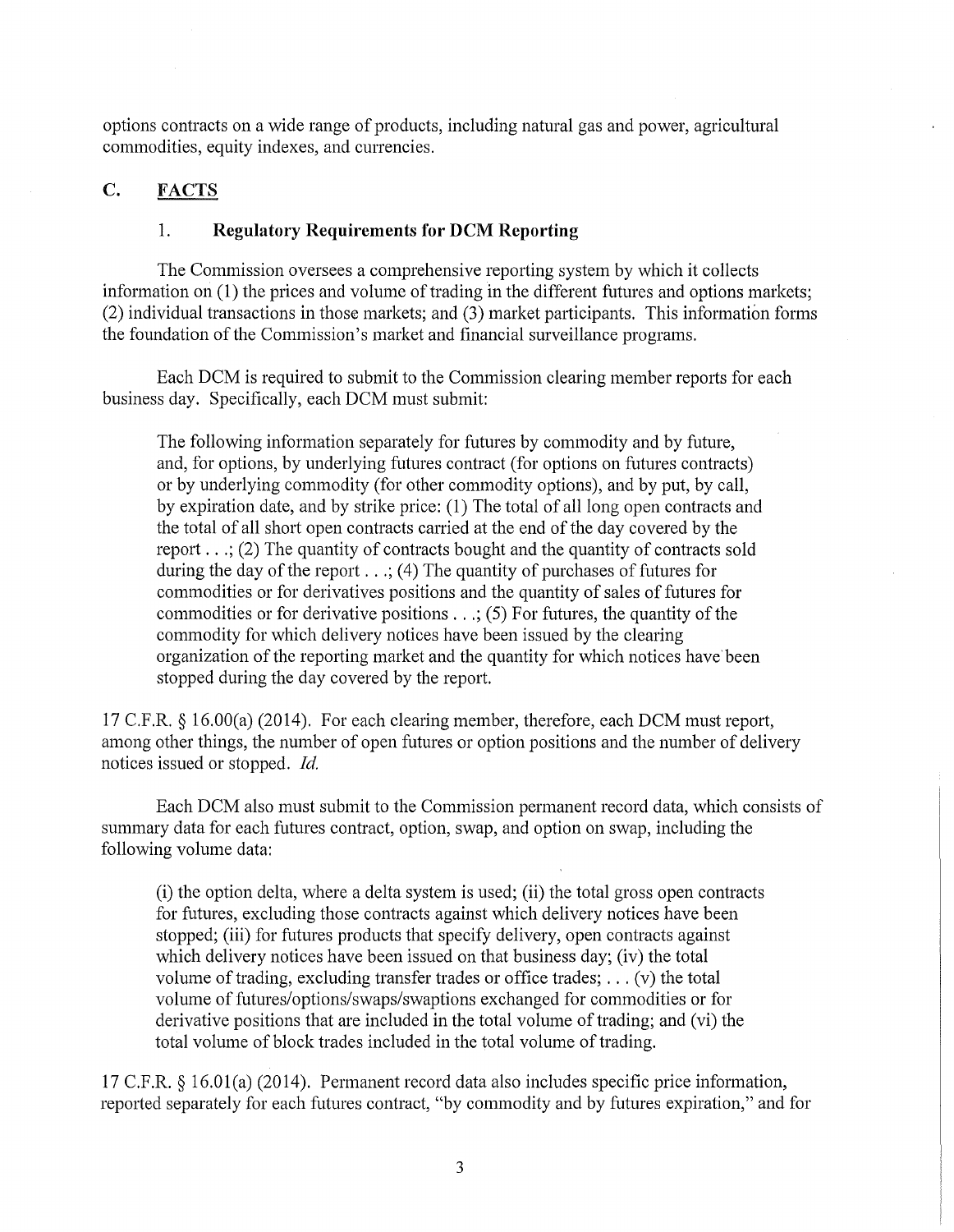options contracts on a wide range of products, including natural gas and power, agricultural commodities, equity indexes, and currencies.

## C. FACTS

### 1. Regulatory Requirements for DCM Reporting

The Commission oversees a comprehensive reporting system by which it collects information on (1) the prices and volume of trading in the different futures and options markets; (2) individual transactions in those markets; and (3) market participants. This information forms the foundation of the Commission's market and financial surveillance programs.

Each DCM is required to submit to the Commission clearing member reports for each business day. Specifically, each DCM must submit:

> The following information separately for futures by commodity and by future, and, for options, by underlying futures contract (for options on futures contracts) or by underlying commodity (for other commodity options), and by put, by call, by expiration date, and by strike price: (1) The total of all long open contracts and the total of all short open contracts carried at the end of the day covered by the report . . .; (2) The quantity of contracts bought and the quantity of contracts sold during the day of the report . . .; (4) The quantity of purchases of futures for commodities or for derivatives positions and the quantity of sales of futures for commodities or for derivative positions . . .; (5) For futures, the quantity of the commodity for which delivery notices have been issued by the clearing organization of the reporting market and the quantity for which notices have been stopped during the day covered by the report.

17 C.F.R. § 16.00(a) (2014). For each clearing member, therefore, each DCM must report, among other things, the number of open futures or option positions and the number of delivery notices issued or stopped. *Id.*

Each DCM also must submit to the Commission permanent record data, which consists of summary data for each futures contract, option, swap, and option on swap, including the following volume data:

> (i) the option delta, where a delta system is used; (ii) the total gross open contracts for futures, excluding those contracts against which delivery notices have been stopped; (iii) for futures products that specify delivery, open contracts against which delivery notices have been issued on that business day; (iv) the total volume of trading, excluding transfer trades or office trades; . . . (v) the total volume of futures/options/swaps/swaptions exchanged for commodities or for derivative positions that are included in the total volume of trading; and (vi) the total volume of block trades included in the total volume of trading.

17 C.F.R. § 16.01(a) (2014). Permanent record data also includes specific price information, reported separately for each futures contract, "by commodity and by futures expiration," and for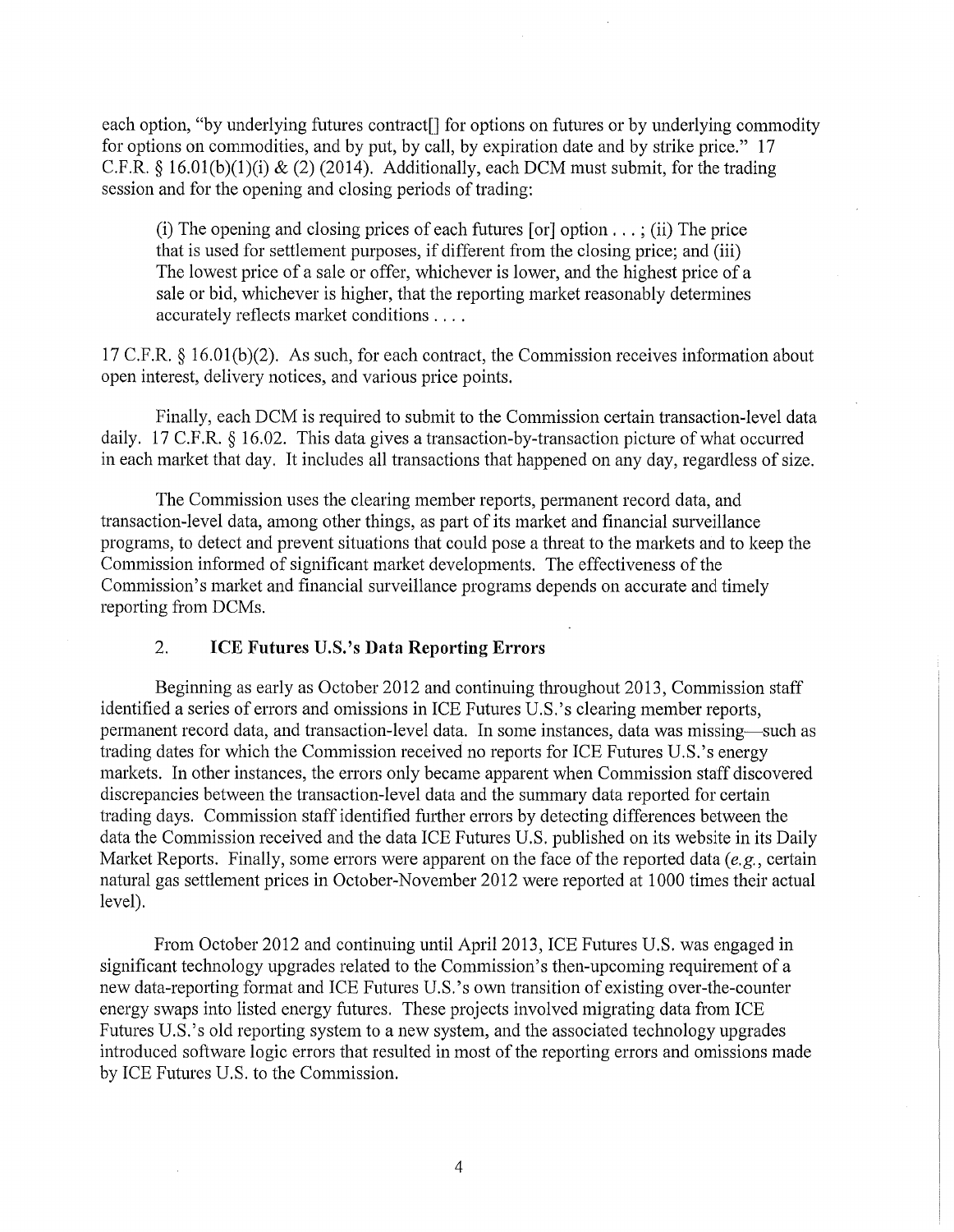each option, "by underlying futures contract[] for options on futures or by underlying commodity for options on commodities, and by put, by call, by expiration date and by strike price." 17 C.F.R. § 16.01(b)(1)(i) & (2) (2014). Additionally, each DCM must submit, for the trading session and for the opening and closing periods of trading:

> (i) The opening and closing prices of each futures [or] option . . . ; (ii) The price that is used for settlement purposes, if different from the closing price; and (iii) The lowest price of a sale or offer, whichever is lower, and the highest price of a sale or bid, whichever is higher, that the reporting market reasonably determines accurately reflects market conditions . . . .

17 C.F.R. § 16.01(b)(2). As such, for each contract, the Commission receives information about open interest, delivery notices, and various price points.

Finally, each DCM is required to submit to the Commission certain transaction-level data daily. 17 C.F.R. § 16.02. This data gives a transaction-by-transaction picture of what occurred in each market that day. It includes all transactions that happened on any day, regardless of size.

The Commission uses the clearing member reports, permanent record data, and transaction-level data, among other things, as part of its market and financial surveillance programs, to detect and prevent situations that could pose a threat to the markets and to keep the Commission informed of significant market developments. The effectiveness of the Commission's market and financial surveillance programs depends on accurate and timely reporting from DCMs.

## 2. ICE Futures U.S.'s Data Reporting Errors

Beginning as early as October 2012 and continuing throughout 2013, Commission staff identified a series of errors and omissions in ICE Futures U.S.'s clearing member reports, permanent record data, and transaction-level data. In some instances, data was missing—such as trading dates for which the Commission received no reports for ICE Futures U.S.'s energy markets. In other instances, the errors only became apparent when Commission staff discovered discrepancies between the transaction-level data and the summary data reported for certain trading days. Commission staff identified further errors by detecting differences between the data the Commission received and the data ICE Futures U.S. published on its website in its Daily Market Reports. Finally, some errors were apparent on the face of the reported data (*e.g.*, certain natural gas settlement prices in October-November 2012 were reported at 1000 times their actual level).

From October 2012 and continuing until April 2013, ICE Futures U.S. was engaged in significant technology upgrades related to the Commission's then-upcoming requirement of a new data-reporting format and ICE Futures U.S.'s own transition of existing over-the-counter energy swaps into listed energy futures. These projects involved migrating data from ICE Futures U.S.'s old reporting system to a new system, and the associated technology upgrades introduced software logic errors that resulted in most of the reporting errors and omissions made by ICE Futures U.S. to the Commission.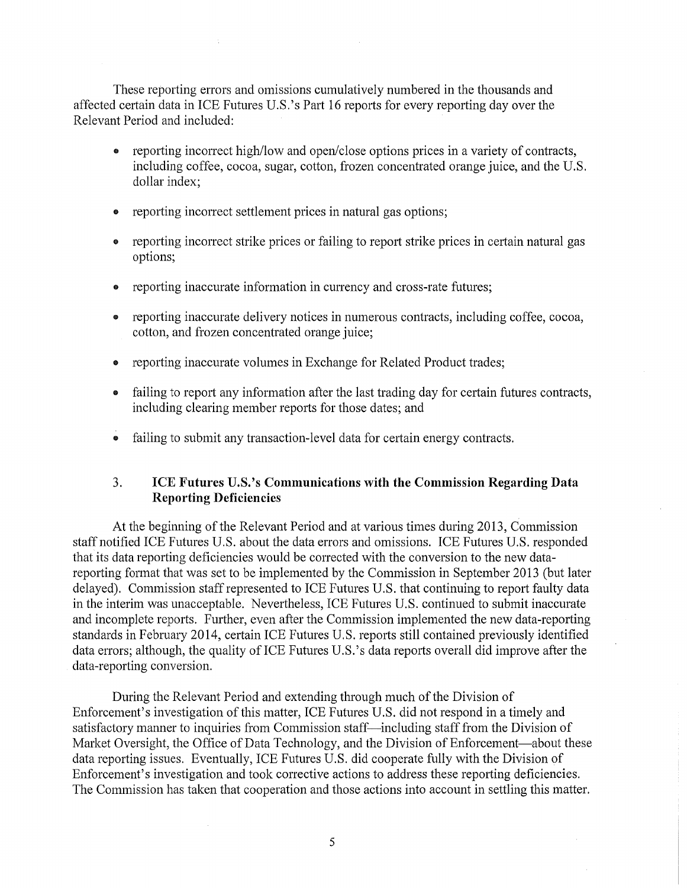These reporting errors and omissions cumulatively numbered in the thousands and affected certain data in ICE Futures U.S.'s Part 16 reports for every reporting day over the Relevant Period and included:

- reporting incorrect high/low and open/close options prices in a variety of contracts, including coffee, cocoa, sugar, cotton, frozen concentrated orange juice, and the U.S. dollar index;
- reporting incorrect settlement prices in natural gas options;
- reporting incorrect strike prices or failing to report strike prices in certain natural gas options;
- reporting inaccurate information in currency and cross-rate futures;
- reporting inaccurate delivery notices in numerous contracts, including coffee, cocoa, cotton, and frozen concentrated orange juice;
- reporting inaccurate volumes in Exchange for Related Product trades;
- failing to report any information after the last trading day for certain futures contracts, including clearing member reports for those dates; and
- failing to submit any transaction-level data for certain energy contracts.

### 3. ICE Futures U.S.'s Communications with the Commission Regarding Data Reporting Deficiencies

At the beginning of the Relevant Period and at various times during 2013, Commission staff notified ICE Futures U.S. about the data errors and omissions. ICE Futures U.S. responded that its data reporting deficiencies would be corrected with the conversion to the new data-reporting format that was set to be implemented by the Commission in September 2013 (but later delayed). Commission staff represented to ICE Futures U.S. that continuing to report faulty data in the interim was unacceptable. Nevertheless, ICE Futures U.S. continued to submit inaccurate and incomplete reports. Further, even after the Commission implemented the new data-reporting standards in February 2014, certain ICE Futures U.S. reports still contained previously identified data errors; although, the quality of ICE Futures U.S.'s data reports overall did improve after the data-reporting conversion.

During the Relevant Period and extending through much of the Division of Enforcement's investigation of this matter, ICE Futures U.S. did not respond in a timely and satisfactory manner to inquiries from Commission staff—including staff from the Division of Market Oversight, the Office of Data Technology, and the Division of Enforcement—about these data reporting issues. Eventually, ICE Futures U.S. did cooperate fully with the Division of Enforcement's investigation and took corrective actions to address these reporting deficiencies. The Commission has taken that cooperation and those actions into account in settling this matter.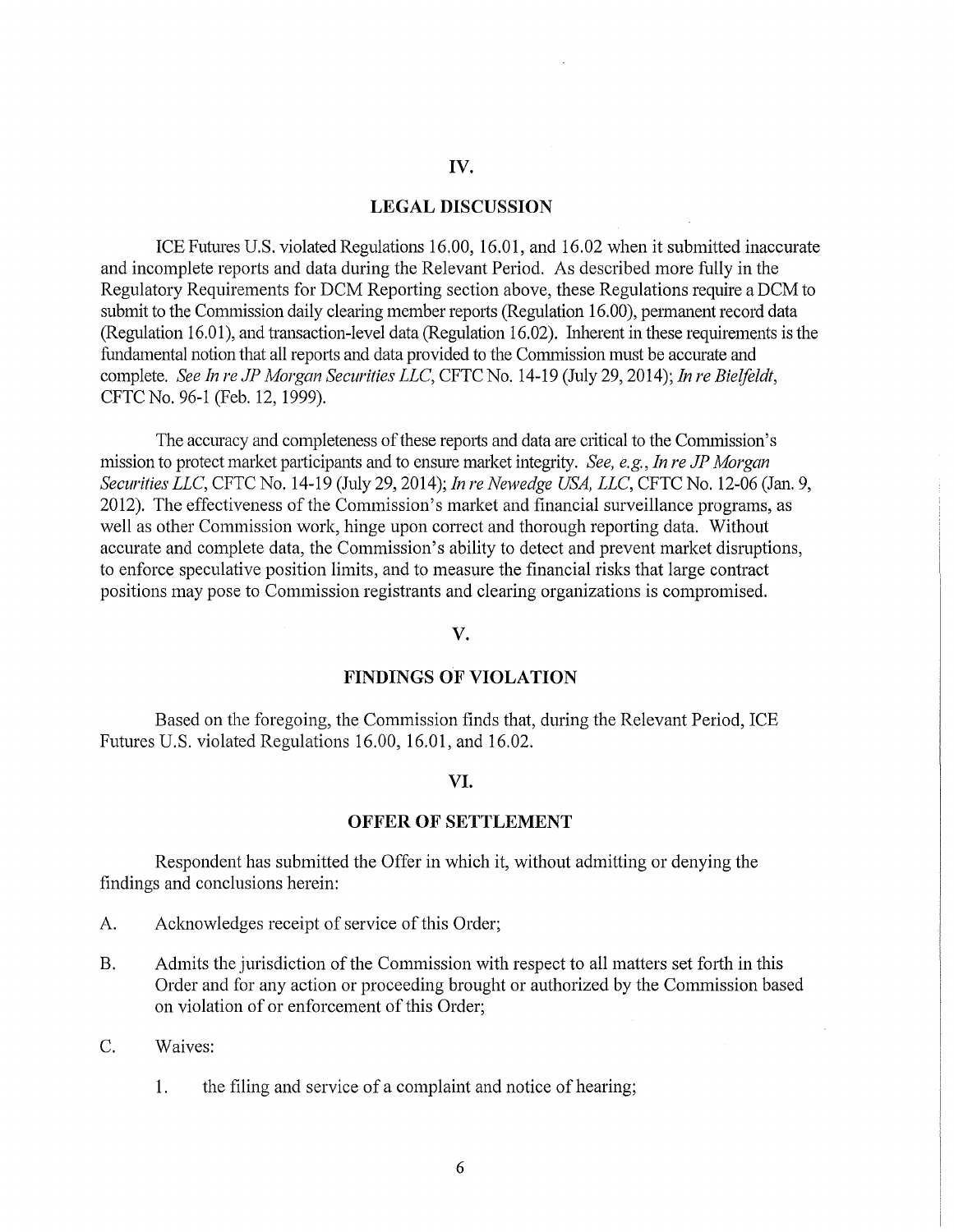## IV.

## LEGAL DISCUSSION

ICE Futures U.S. violated Regulations 16.00, 16.01, and 16.02 when it submitted inaccurate and incomplete reports and data during the Relevant Period. As described more fully in the Regulatory Requirements for DCM Reporting section above, these Regulations require a DCM to submit to the Commission daily clearing member reports (Regulation 16.00), permanent record data (Regulation 16.01), and transaction-level data (Regulation 16.02). Inherent in these requirements is the fundamental notion that all reports and data provided to the Commission must be accurate and complete. *See In re JP Morgan Securities LLC*, CFTC No. 14-19 (July 29, 2014); *In re Bielfeldt*, CFTC No. 96-1 (Feb. 12, 1999).

The accuracy and completeness of these reports and data are critical to the Commission's mission to protect market participants and to ensure market integrity. *See, e.g., In re JP Morgan Securities LLC*, CFTC No. 14-19 (July 29, 2014); *In re Newedge USA, LLC*, CFTC No. 12-06 (Jan. 9, 2012). The effectiveness of the Commission's market and financial surveillance programs, as well as other Commission work, hinge upon correct and thorough reporting data. Without accurate and complete data, the Commission's ability to detect and prevent market disruptions, to enforce speculative position limits, and to measure the financial risks that large contract positions may pose to Commission registrants and clearing organizations is compromised.

## V.

## FINDINGS OF VIOLATION

Based on the foregoing, the Commission finds that, during the Relevant Period, ICE Futures U.S. violated Regulations 16.00, 16.01, and 16.02.

## VI.

## OFFER OF SETTLEMENT

Respondent has submitted the Offer in which it, without admitting or denying the findings and conclusions herein:

A. Acknowledges receipt of service of this Order;

B. Admits the jurisdiction of the Commission with respect to all matters set forth in this Order and for any action or proceeding brought or authorized by the Commission based on violation of or enforcement of this Order;

C. Waives:

1. the filing and service of a complaint and notice of hearing;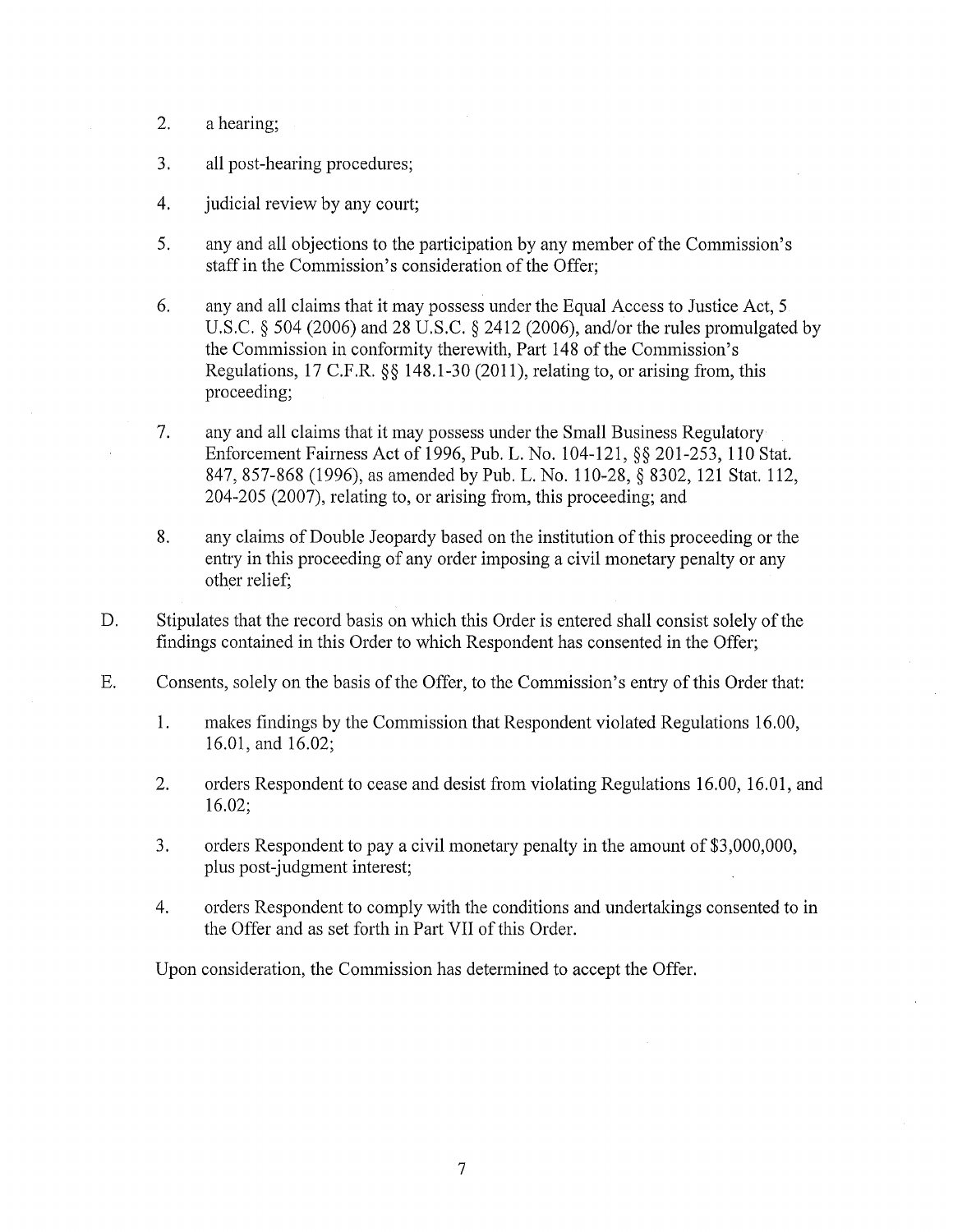2. a hearing;

3. all post-hearing procedures;

4. judicial review by any court;

5. any and all objections to the participation by any member of the Commission's staff in the Commission's consideration of the Offer;

6. any and all claims that it may possess under the Equal Access to Justice Act, 5 U.S.C. § 504 (2006) and 28 U.S.C. § 2412 (2006), and/or the rules promulgated by the Commission in conformity therewith, Part 148 of the Commission's Regulations, 17 C.F.R. §§ 148.1-30 (2011), relating to, or arising from, this proceeding;

7. any and all claims that it may possess under the Small Business Regulatory Enforcement Fairness Act of 1996, Pub. L. No. 104-121, §§ 201-253, 110 Stat. 847, 857-868 (1996), as amended by Pub. L. No. 110-28, § 8302, 121 Stat. 112, 204-205 (2007), relating to, or arising from, this proceeding; and

8. any claims of Double Jeopardy based on the institution of this proceeding or the entry in this proceeding of any order imposing a civil monetary penalty or any other relief;

D. Stipulates that the record basis on which this Order is entered shall consist solely of the findings contained in this Order to which Respondent has consented in the Offer;

E. Consents, solely on the basis of the Offer, to the Commission's entry of this Order that:

1. makes findings by the Commission that Respondent violated Regulations 16.00, 16.01, and 16.02;

2. orders Respondent to cease and desist from violating Regulations 16.00, 16.01, and 16.02;

3. orders Respondent to pay a civil monetary penalty in the amount of $3,000,000, plus post-judgment interest;

4. orders Respondent to comply with the conditions and undertakings consented to in the Offer and as set forth in Part VII of this Order.

Upon consideration, the Commission has determined to accept the Offer.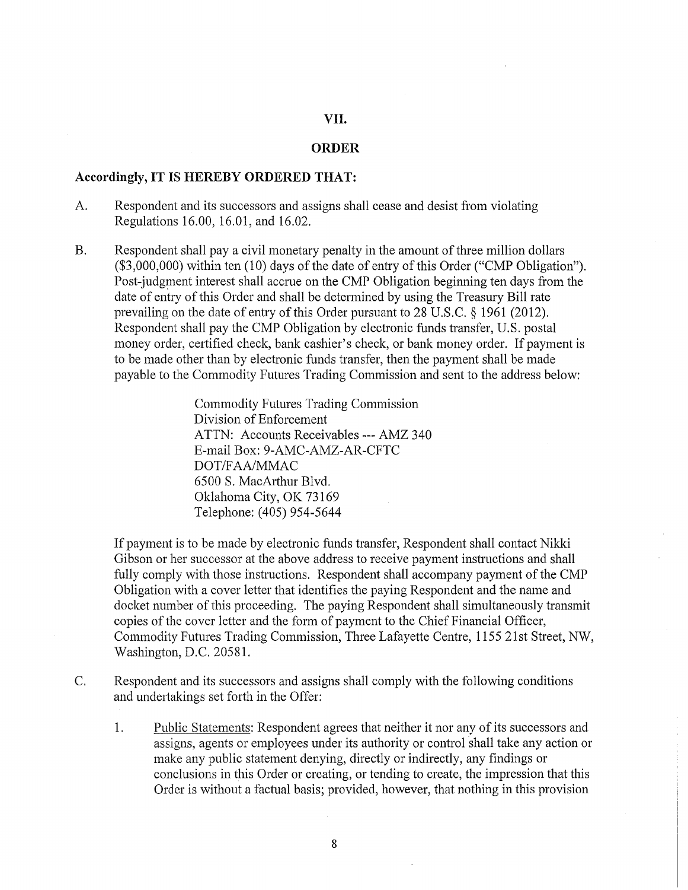## VII.

## ORDER

**Accordingly, IT IS HEREBY ORDERED THAT:**

A. Respondent and its successors and assigns shall cease and desist from violating Regulations 16.00, 16.01, and 16.02.

B. Respondent shall pay a civil monetary penalty in the amount of three million dollars ($3,000,000) within ten (10) days of the date of entry of this Order ("CMP Obligation"). Post-judgment interest shall accrue on the CMP Obligation beginning ten days from the date of entry of this Order and shall be determined by using the Treasury Bill rate prevailing on the date of entry of this Order pursuant to 28 U.S.C. § 1961 (2012). Respondent shall pay the CMP Obligation by electronic funds transfer, U.S. postal money order, certified check, bank cashier's check, or bank money order. If payment is to be made other than by electronic funds transfer, then the payment shall be made payable to the Commodity Futures Trading Commission and sent to the address below:

   Commodity Futures Trading Commission
   Division of Enforcement
   ATTN: Accounts Receivables --- AMZ 340
   E-mail Box: 9-AMC-AMZ-AR-CFTC
   DOT/FAA/MMAC
   6500 S. MacArthur Blvd.
   Oklahoma City, OK 73169
   Telephone: (405) 954-5644

   If payment is to be made by electronic funds transfer, Respondent shall contact Nikki Gibson or her successor at the above address to receive payment instructions and shall fully comply with those instructions. Respondent shall accompany payment of the CMP Obligation with a cover letter that identifies the paying Respondent and the name and docket number of this proceeding. The paying Respondent shall simultaneously transmit copies of the cover letter and the form of payment to the Chief Financial Officer, Commodity Futures Trading Commission, Three Lafayette Centre, 1155 21st Street, NW, Washington, D.C. 20581.

C. Respondent and its successors and assigns shall comply with the following conditions and undertakings set forth in the Offer:

   1. Public Statements: Respondent agrees that neither it nor any of its successors and assigns, agents or employees under its authority or control shall take any action or make any public statement denying, directly or indirectly, any findings or conclusions in this Order or creating, or tending to create, the impression that this Order is without a factual basis; provided, however, that nothing in this provision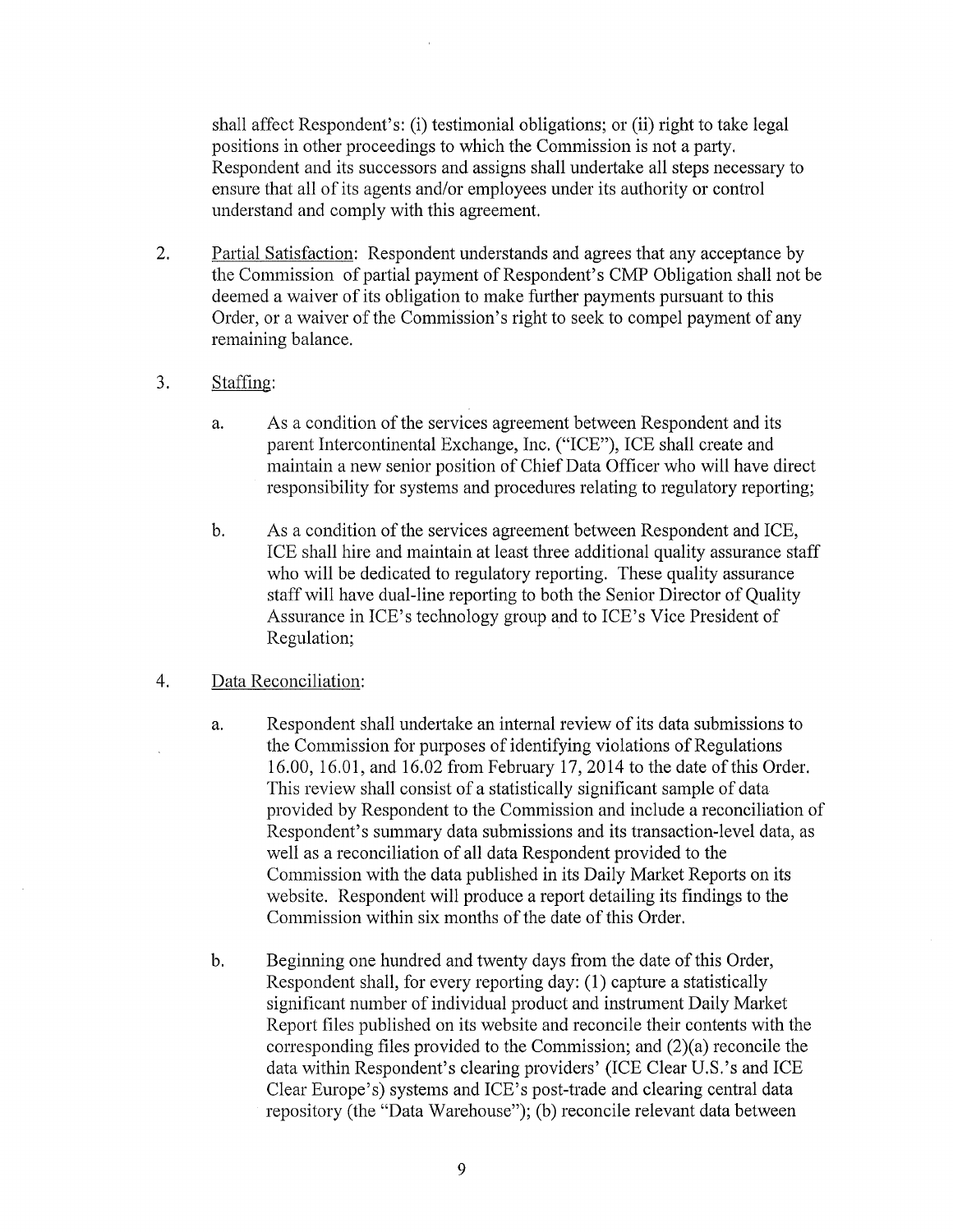shall affect Respondent's: (i) testimonial obligations; or (ii) right to take legal positions in other proceedings to which the Commission is not a party. Respondent and its successors and assigns shall undertake all steps necessary to ensure that all of its agents and/or employees under its authority or control understand and comply with this agreement.

2. Partial Satisfaction: Respondent understands and agrees that any acceptance by the Commission of partial payment of Respondent's CMP Obligation shall not be deemed a waiver of its obligation to make further payments pursuant to this Order, or a waiver of the Commission's right to seek to compel payment of any remaining balance.

3. Staffing:

   a. As a condition of the services agreement between Respondent and its parent Intercontinental Exchange, Inc. ("ICE"), ICE shall create and maintain a new senior position of Chief Data Officer who will have direct responsibility for systems and procedures relating to regulatory reporting;

   b. As a condition of the services agreement between Respondent and ICE, ICE shall hire and maintain at least three additional quality assurance staff who will be dedicated to regulatory reporting. These quality assurance staff will have dual-line reporting to both the Senior Director of Quality Assurance in ICE's technology group and to ICE's Vice President of Regulation;

4. Data Reconciliation:

   a. Respondent shall undertake an internal review of its data submissions to the Commission for purposes of identifying violations of Regulations 16.00, 16.01, and 16.02 from February 17, 2014 to the date of this Order. This review shall consist of a statistically significant sample of data provided by Respondent to the Commission and include a reconciliation of Respondent's summary data submissions and its transaction-level data, as well as a reconciliation of all data Respondent provided to the Commission with the data published in its Daily Market Reports on its website. Respondent will produce a report detailing its findings to the Commission within six months of the date of this Order.

   b. Beginning one hundred and twenty days from the date of this Order, Respondent shall, for every reporting day: (1) capture a statistically significant number of individual product and instrument Daily Market Report files published on its website and reconcile their contents with the corresponding files provided to the Commission; and (2)(a) reconcile the data within Respondent's clearing providers' (ICE Clear U.S.'s and ICE Clear Europe's) systems and ICE's post-trade and clearing central data repository (the "Data Warehouse"); (b) reconcile relevant data between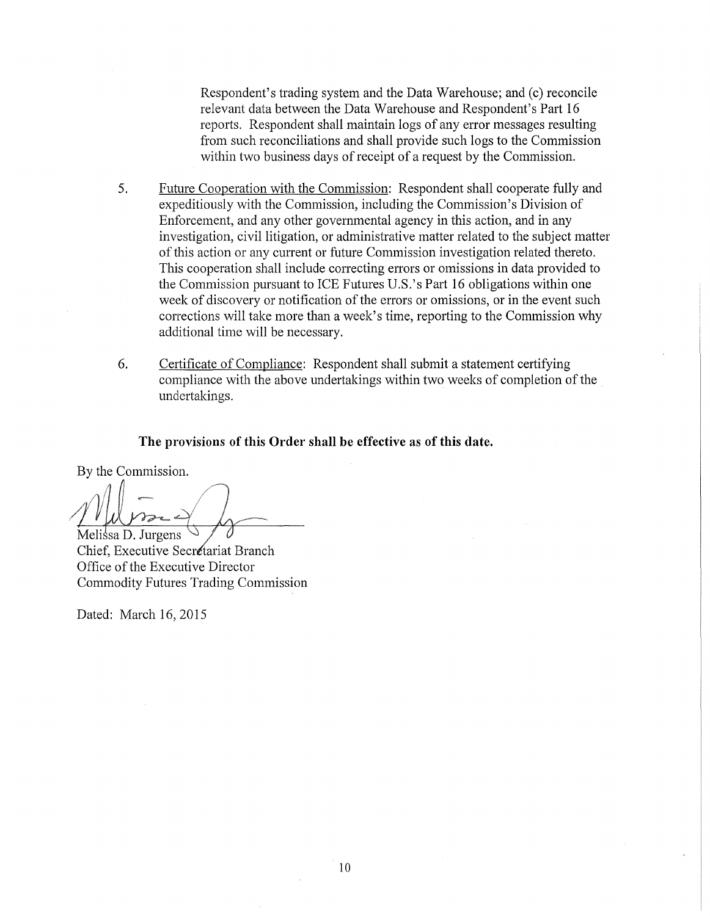Respondent's trading system and the Data Warehouse; and (c) reconcile relevant data between the Data Warehouse and Respondent's Part 16 reports. Respondent shall maintain logs of any error messages resulting from such reconciliations and shall provide such logs to the Commission within two business days of receipt of a request by the Commission.

5. Future Cooperation with the Commission: Respondent shall cooperate fully and expeditiously with the Commission, including the Commission's Division of Enforcement, and any other governmental agency in this action, and in any investigation, civil litigation, or administrative matter related to the subject matter of this action or any current or future Commission investigation related thereto. This cooperation shall include correcting errors or omissions in data provided to the Commission pursuant to ICE Futures U.S.'s Part 16 obligations within one week of discovery or notification of the errors or omissions, or in the event such corrections will take more than a week's time, reporting to the Commission why additional time will be necessary.

6. Certificate of Compliance: Respondent shall submit a statement certifying compliance with the above undertakings within two weeks of completion of the undertakings.

**The provisions of this Order shall be effective as of this date.**

By the Commission.

Melissa D. Jurgens
Chief, Executive Secretariat Branch
Office of the Executive Director
Commodity Futures Trading Commission

Dated: March 16, 2015